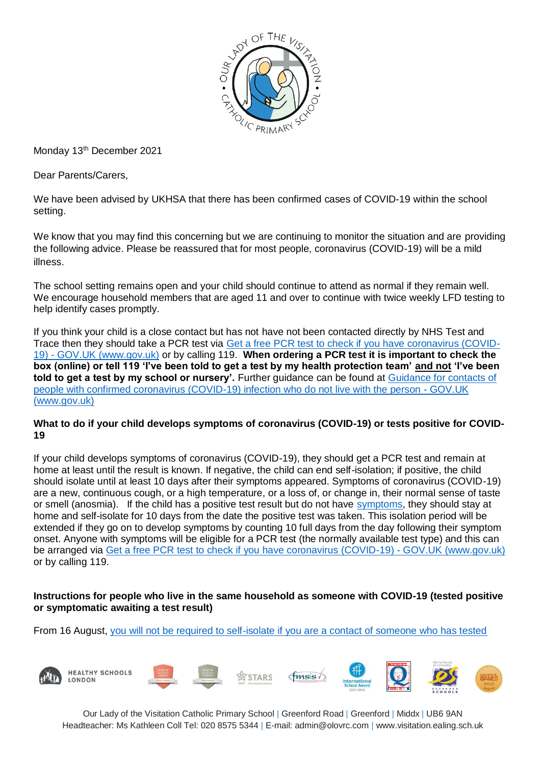Monday 13th December 2021

Dear Parents/Carers,

We have been advised by UKHSA that there has been confirmed cases of COVID-19 within the school setting.

We know that you may find this concerning but we are continuing to monitor the situation and are providing the following advice. Please be reassured that for most people, coronavirus (COVID-19) will be a mild illness.

The school setting remains open and your child should continue to attend as normal if they remain well. We encourage household members that are aged 11 and over to continue with twice weekly LFD testing to help identify cases promptly.

If you think your child is a close contact but has not have not been contacted directly by NHS Test and Trace then they should take a PCR test via Get a free PCR test to check if you have coronavirus (COVID-19) - GOV.UK (www.gov.uk) or by calling 119. **When ordering a PCR test it is important to check the box (online) or tell 119 'I've been told to get a test by my health protection team' and not 'I've been told to get a test by my school or nursery'.** Further guidance can be found at Guidance for contacts of people with confirmed coronavirus (COVID-19) infection who do not live with the person - GOV.UK (www.gov.uk)

**What to do if your child develops symptoms of coronavirus (COVID-19) or tests positive for COVID-19**

If your child develops symptoms of coronavirus (COVID-19), they should get a PCR test and remain at home at least until the result is known. If negative, the child can end self-isolation; if positive, the child should isolate until at least 10 days after their symptoms appeared. Symptoms of coronavirus (COVID-19) are a new, continuous cough, or a high temperature, or a loss of, or change in, their normal sense of taste or smell (anosmia). If the child has a positive test result but do not have symptoms, they should stay at home and self-isolate for 10 days from the date the positive test was taken. This isolation period will be extended if they go on to develop symptoms by counting 10 full days from the day following their symptom onset. Anyone with symptoms will be eligible for a PCR test (the normally available test type) and this can be arranged via Get a free PCR test to check if you have coronavirus (COVID-19) - GOV.UK (www.gov.uk) or by calling 119.

**Instructions for people who live in the same household as someone with COVID-19 (tested positive or symptomatic awaiting a test result)**

From 16 August, you will not be required to self-isolate if you are a contact of someone who has tested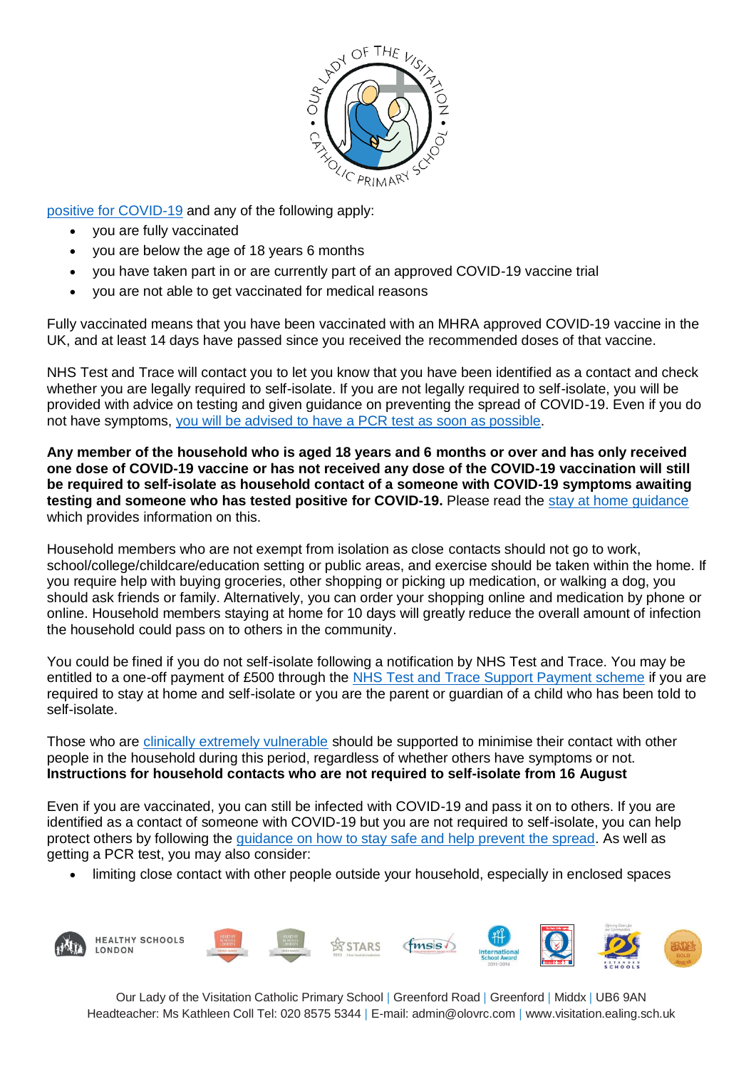positive for COVID-19 and any of the following apply:

- you are fully vaccinated
- you are below the age of 18 years 6 months
- you have taken part in or are currently part of an approved COVID-19 vaccine trial
- you are not able to get vaccinated for medical reasons

Fully vaccinated means that you have been vaccinated with an MHRA approved COVID-19 vaccine in the UK, and at least 14 days have passed since you received the recommended doses of that vaccine.

NHS Test and Trace will contact you to let you know that you have been identified as a contact and check whether you are legally required to self-isolate. If you are not legally required to self-isolate, you will be provided with advice on testing and given guidance on preventing the spread of COVID-19. Even if you do not have symptoms, you will be advised to have a PCR test as soon as possible.

**Any member of the household who is aged 18 years and 6 months or over and has only received one dose of COVID-19 vaccine or has not received any dose of the COVID-19 vaccination will still be required to self-isolate as household contact of a someone with COVID-19 symptoms awaiting testing and someone who has tested positive for COVID-19.** Please read the stay at home guidance which provides information on this.

Household members who are not exempt from isolation as close contacts should not go to work, school/college/childcare/education setting or public areas, and exercise should be taken within the home. If you require help with buying groceries, other shopping or picking up medication, or walking a dog, you should ask friends or family. Alternatively, you can order your shopping online and medication by phone or online. Household members staying at home for 10 days will greatly reduce the overall amount of infection the household could pass on to others in the community.

You could be fined if you do not self-isolate following a notification by NHS Test and Trace. You may be entitled to a one-off payment of £500 through the NHS Test and Trace Support Payment scheme if you are required to stay at home and self-isolate or you are the parent or guardian of a child who has been told to self-isolate.

Those who are clinically extremely vulnerable should be supported to minimise their contact with other people in the household during this period, regardless of whether others have symptoms or not.

**Instructions for household contacts who are not required to self-isolate from 16 August**

Even if you are vaccinated, you can still be infected with COVID-19 and pass it on to others. If you are identified as a contact of someone with COVID-19 but you are not required to self-isolate, you can help protect others by following the guidance on how to stay safe and help prevent the spread. As well as getting a PCR test, you may also consider:

- limiting close contact with other people outside your household, especially in enclosed spaces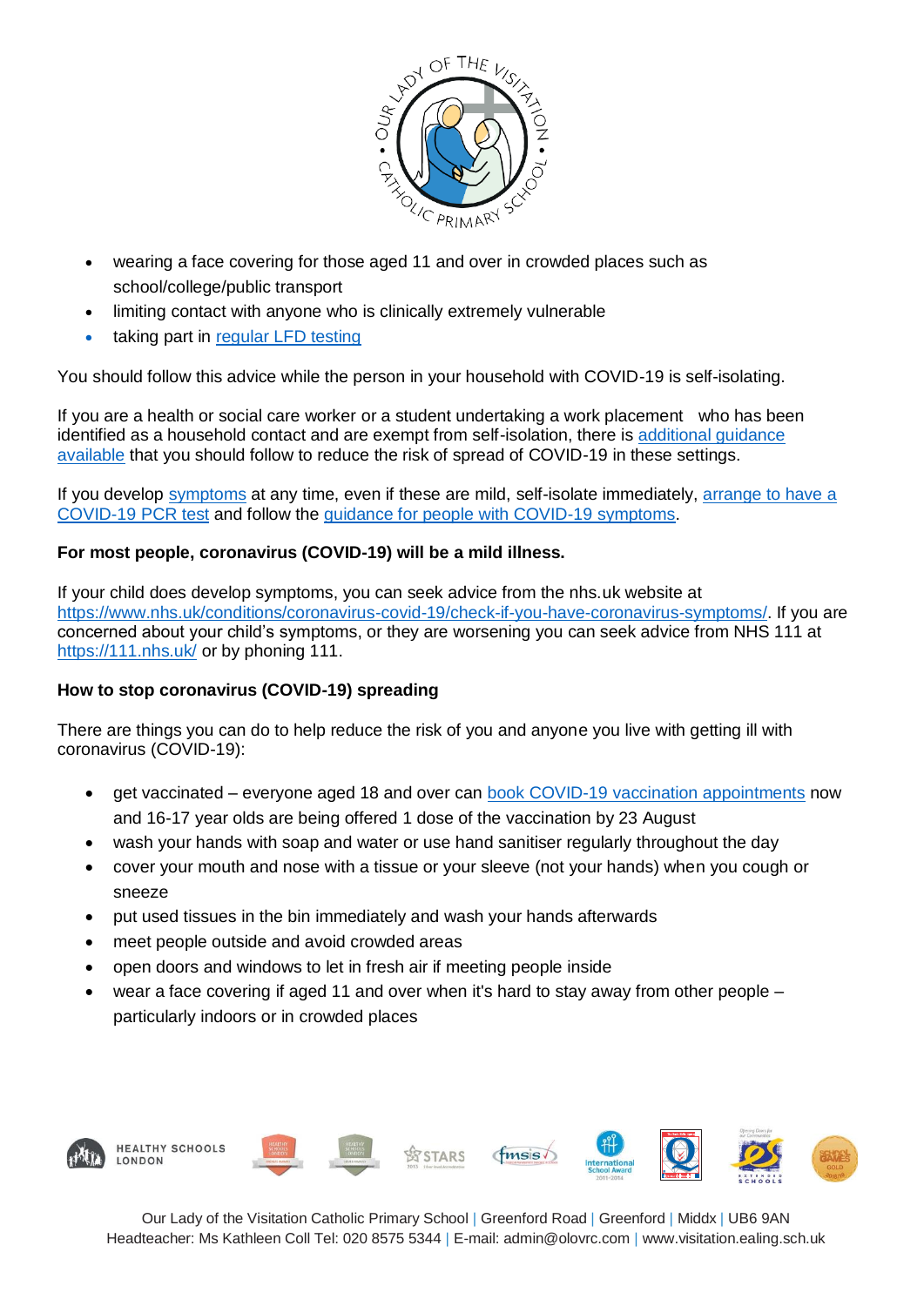- wearing a face covering for those aged 11 and over in crowded places such as school/college/public transport
- limiting contact with anyone who is clinically extremely vulnerable
- taking part in regular LFD testing

You should follow this advice while the person in your household with COVID-19 is self-isolating.

If you are a health or social care worker or a student undertaking a work placement who has been identified as a household contact and are exempt from self-isolation, there is additional guidance available that you should follow to reduce the risk of spread of COVID-19 in these settings.

If you develop symptoms at any time, even if these are mild, self-isolate immediately, arrange to have a COVID-19 PCR test and follow the guidance for people with COVID-19 symptoms.

**For most people, coronavirus (COVID-19) will be a mild illness.**

If your child does develop symptoms, you can seek advice from the nhs.uk website at https://www.nhs.uk/conditions/coronavirus-covid-19/check-if-you-have-coronavirus-symptoms/. If you are concerned about your child's symptoms, or they are worsening you can seek advice from NHS 111 at https://111.nhs.uk/ or by phoning 111.

**How to stop coronavirus (COVID-19) spreading**

There are things you can do to help reduce the risk of you and anyone you live with getting ill with coronavirus (COVID-19):

- get vaccinated – everyone aged 18 and over can book COVID-19 vaccination appointments now and 16-17 year olds are being offered 1 dose of the vaccination by 23 August
- wash your hands with soap and water or use hand sanitiser regularly throughout the day
- cover your mouth and nose with a tissue or your sleeve (not your hands) when you cough or sneeze
- put used tissues in the bin immediately and wash your hands afterwards
- meet people outside and avoid crowded areas
- open doors and windows to let in fresh air if meeting people inside
- wear a face covering if aged 11 and over when it's hard to stay away from other people – particularly indoors or in crowded places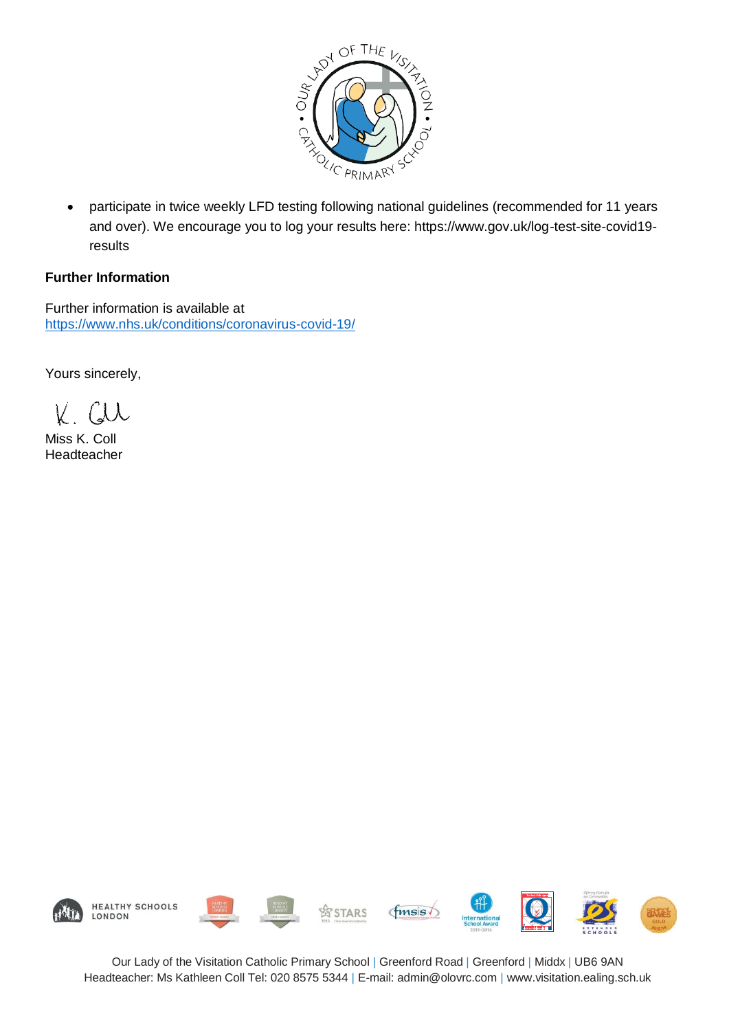- participate in twice weekly LFD testing following national guidelines (recommended for 11 years and over). We encourage you to log your results here: https://www.gov.uk/log-test-site-covid19-results

**Further Information**

Further information is available at
https://www.nhs.uk/conditions/coronavirus-covid-19/

Yours sincerely,

K. Coll

Miss K. Coll
Headteacher

Our Lady of the Visitation Catholic Primary School | Greenford Road | Greenford | Middx | UB6 9AN
Headteacher: Ms Kathleen Coll Tel: 020 8575 5344 | E-mail: admin@olovrc.com | www.visitation.ealing.sch.uk